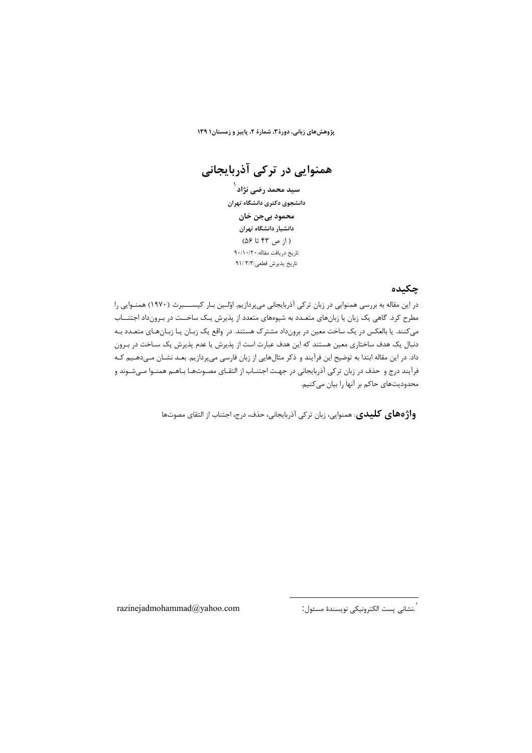# همنوایی در ترکی آذربایجانی

**سید محمد رضی نژاد**[1]

**دانشجوی دکتری دانشگاه تهران**

**محمود بی‌جن خان**

**دانشیار دانشگاه تهران**

( از ص ۴۳ تا ۵۶)

تاریخ دریافت مقاله: ۹۰/۱۰/۲۰

تاریخ پذیرش قطعی: ۹۱/۳/۳

## چکیده

در این مقاله به بررسی همنوایی در زبان ترکی آذربایجانی می‌پردازیم. اوّلین بار کیسبرث (۱۹۷۰) همنوایی را مطرح کرد. گاهی یک زبان یا زبان‌های متعدد به شیوه‌های متعدد از پذیرش یک ساخت در برون‌داد اجتناب می‌کنند. یا بالعکس در یک ساخت معین در برون‌داد مشترک هستند. در واقع یک زبان یا زبان‌های متعدد به دنبال یک هدف ساختاری معین هستند که این هدف عبارت است از پذیرش یا عدم پذیرش یک ساخت در برون داد. در این مقاله ابتدا به توضیح این فرآیند و ذکر مثال‌هایی از زبان فارسی می‌پردازیم. بعد نشان می‌دهیم که فرآیند درج و حذف در زبان ترکی آذربایجانی در جهت اجتناب از التقای مصوت‌ها باهم همنوا می‌شوند و محدودیت‌های حاکم بر آنها را بیان می‌کنیم.

**واژه‌های کلیدی**: همنوایی، زبان ترکی آذربایجانی، حذف، درج، اجتناب از التقای مصوت‌ها

---

[1] نشانی پست الکترونیکی نویسندهٔ مسئول: razinejadmohammad@yahoo.com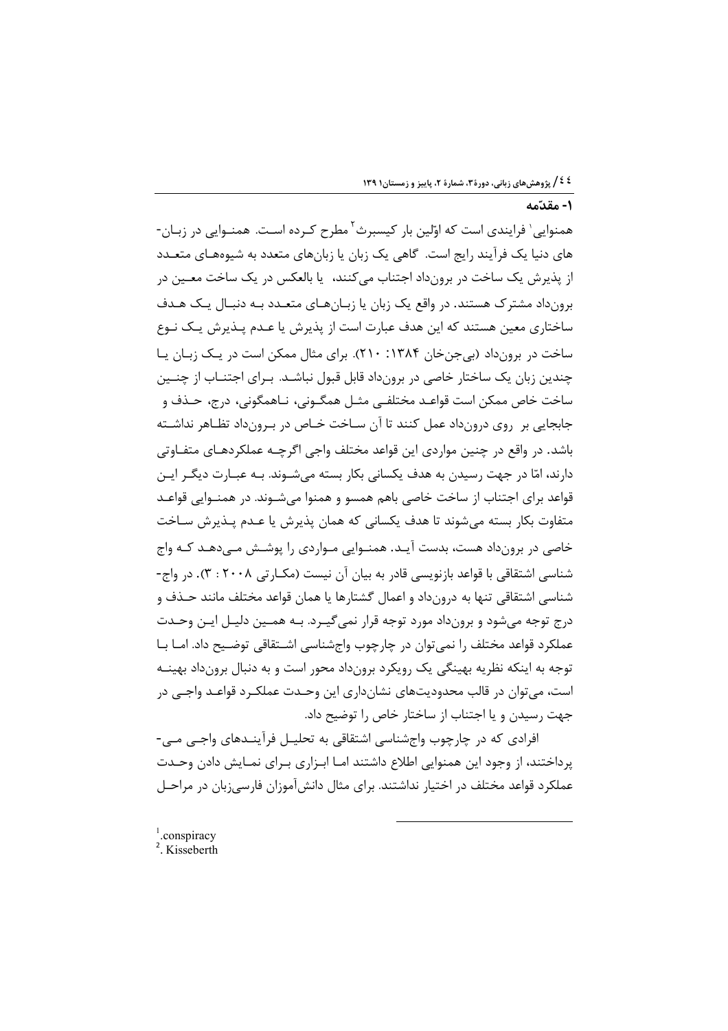## ۱- مقدّمه

همنوایی[1] فرایندی است که اوّلین بار کیسبرث[2] مطرح کرده است. همنوایی در زبان-های دنیا یک فرآیند رایج است. گاهی یک زبان یا زبان‌های متعدد به شیوه‌های متعدد از پذیرش یک ساخت در برونداد اجتناب می‌کنند، یا بالعکس در یک ساخت معین در برونداد مشترک هستند. در واقع یک زبان یا زبان‌های متعدد به دنبال یک هدف ساختاری معین هستند که این هدف عبارت است از پذیرش یا عدم پذیرش یک نوع ساخت در برونداد (بی‌جن‌خان ۱۳۸۴: ۲۱۰). برای مثال ممکن است در یک زبان یا چندین زبان یک ساختار خاصی در برونداد قابل قبول نباشد. برای اجتناب از چنین ساخت خاص ممکن است قواعد مختلفی مثل همگونی، ناهمگونی، درج، حذف و جابجایی بر روی درونداد عمل کنند تا آن ساخت خاص در برونداد تظاهر نداشته باشد. در واقع در چنین مواردی این قواعد مختلف واجی اگرچه عملکردهای متفاوتی دارند، امّا در جهت رسیدن به هدف یکسانی بکار بسته می‌شوند. به عبارت دیگر این قواعد برای اجتناب از ساخت خاصی باهم همسو و همنوا می‌شوند. در همنوایی قواعد متفاوت بکار بسته می‌شوند تا هدف یکسانی که همان پذیرش یا عدم پذیرش ساخت خاصی در برونداد هست، بدست آید. همنوایی مواردی را پوشش می‌دهد که واج شناسی اشتقاقی با قواعد بازنویسی قادر به بیان آن نیست (مکارتی ۲۰۰۸ : ۳). در واج-شناسی اشتقاقی تنها به درونداد و اعمال گشتارها یا همان قواعد مختلف مانند حذف و درج توجه می‌شود و برونداد مورد توجه قرار نمی‌گیرد. به همین دلیل این وحدت عملکرد قواعد مختلف را نمی‌توان در چارچوب واج‌شناسی اشتقاقی توضیح داد. اما با توجه به اینکه نظریه بهینگی یک رویکرد برونداد محور است و به دنبال برونداد بهینه است، می‌توان در قالب محدودیت‌های نشان‌داری این وحدت عملکرد قواعد واجی در جهت رسیدن و یا اجتناب از ساختار خاص را توضیح داد.

افرادی که در چارچوب واج‌شناسی اشتقاقی به تحلیل فرآیندهای واجی می-پرداختند، از وجود این همنوایی اطلاع داشتند اما ابزاری برای نمایش دادن وحدت عملکرد قواعد مختلف در اختیار نداشتند. برای مثال دانش‌آموزان فارسی‌زبان در مراحل

---

[1] .conspiracy
[2] . Kisseberth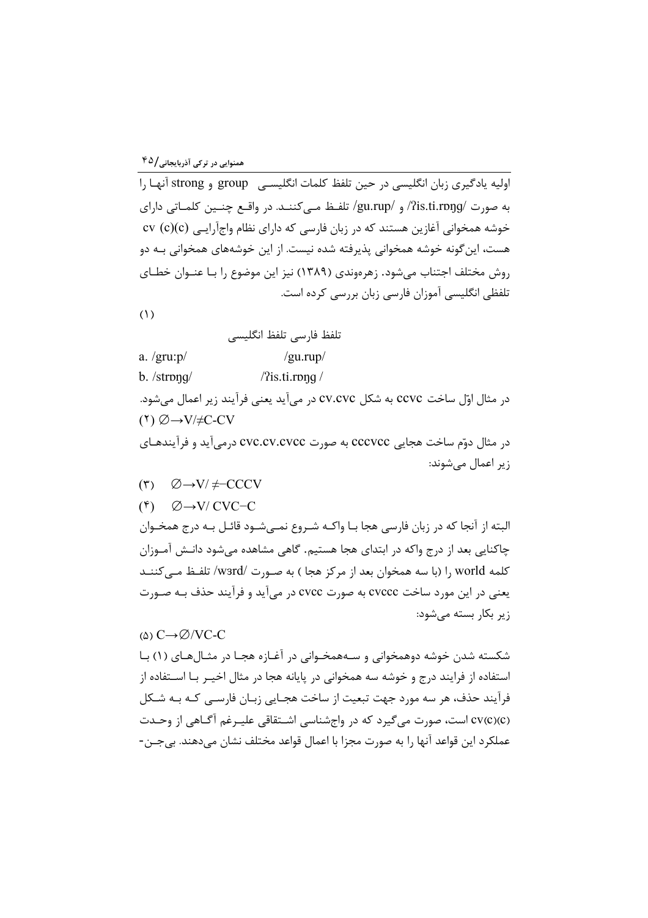اولیه یادگیری زبان انگلیسی در حین تلفظ کلمات انگلیسی group و strong آنها را به صورت /ʔis.ti.rɒŋg/ و /gu.rup/ تلفظ می‌کنند. در واقع چنین کلماتی دارای خوشه همخوانی آغازین هستند که در زبان فارسی که دارای نظام واج‌آرایی cv (c)(c) هست، این‌گونه خوشه همخوانی پذیرفته شده نیست. از این خوشه‌های همخوانی به دو روش مختلف اجتناب می‌شود. زهره‌وندی (۱۳۸۹) نیز این موضوع را با عنوان خطای تلفظی انگلیسی آموزان فارسی زبان بررسی کرده است.

(۱)

تلفظ فارسی تلفظ انگلیسی

a. /gru:p/ /gu.rup/

b. /strɒŋg/ /ʔis.ti.rɒŋg /

در مثال اوّل ساخت ccvc به شکل cv.cvc در می‌آید یعنی فرآیند زیر اعمال می‌شود.

(۲) $\varnothing \rightarrow V/\neq C\text{-}CV$

در مثال دوّم ساخت هجایی cccvcc به صورت cvc.cv.cvcc درمی‌آید و فرآیندهای زیر اعمال می‌شوند:

(۳) $\varnothing \rightarrow V/\neq\text{–}CCCV$

(۴) $\varnothing \rightarrow V/\ CVC\text{–}C$

البته از آنجا که در زبان فارسی هجا با واکه شروع نمی‌شود قائل به درج همخوان چاکنایی بعد از درج واکه در ابتدای هجا هستیم. گاهی مشاهده می‌شود دانش آموزان کلمه world را (با سه همخوان بعد از مرکز هجا ) به صورت /wɜrd/ تلفظ می‌کنند یعنی در این مورد ساخت cvccc به صورت cvcc در می‌آید و فرآیند حذف به صورت زیر بکار بسته می‌شود:

(۵) $C \rightarrow \varnothing/VC\text{-}C$

شکسته شدن خوشه دوهمخوانی و سه‌همخوانی در آغازه هجا در مثال‌های (۱) با استفاده از فرایند درج و خوشه سه همخوانی در پایانه هجا در مثال اخیر با استفاده از فرآیند حذف، هر سه مورد جهت تبعیت از ساخت هجایی زبان فارسی که به شکل cv(c)(c) است، صورت می‌گیرد که در واج‌شناسی اشتقاقی علیرغم آگاهی از وحدت عملکرد این قواعد آنها را به صورت مجزا با اعمال قواعد مختلف نشان می‌دهند. بی‌جن-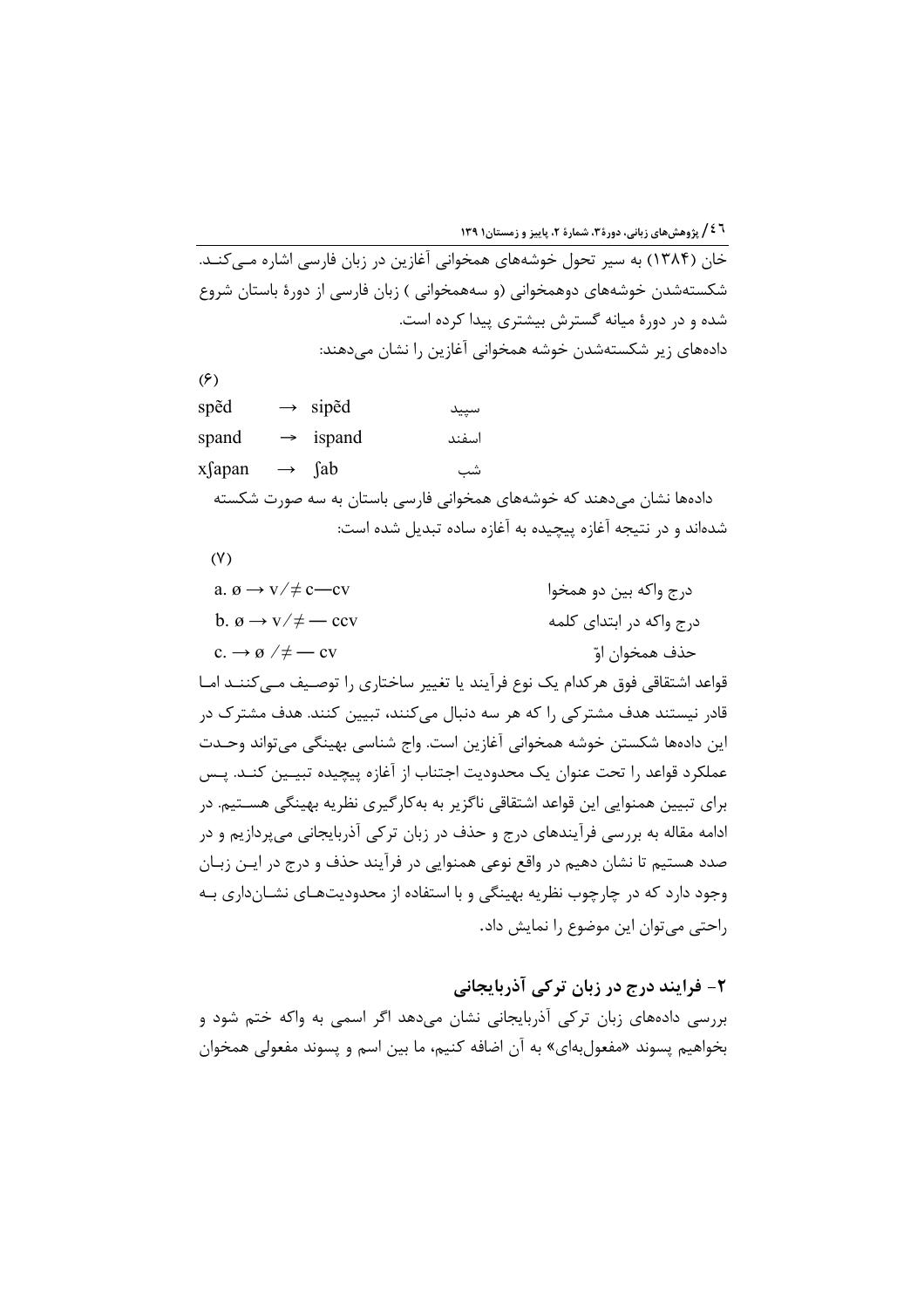خان (۱۳۸۴) به سیر تحول خوشه‌های همخوانی آغازین در زبان فارسی اشاره مـی‌کنـد. شکسته‌شدن خوشه‌های دوهمخوانی (و سه‌همخوانی ) زبان فارسی از دورهٔ باستان شروع شده و در دورهٔ میانه گسترش بیشتری پیدا کرده است.

داده‌های زیر شکسته‌شدن خوشه همخوانی آغازین را نشان می‌دهند:

(۶)

| | | | |
|---|---|---|---|
| spẽd | → | sipẽd | سپید |
| spand | → | ispand | اسفند |
| xʃapan | → | ʃab | شب |

داده‌ها نشان می‌دهند که خوشه‌های همخوانی فارسی باستان به سه صورت شکسته شده‌اند و در نتیجه آغازه پیچیده به آغازه ساده تبدیل شده است:

(۷)

| | |
|---|---|
| a. ø → v/≠ c—cv | درج واکه بین دو همخوا |
| b. ø → v/≠ — ccv | درج واکه در ابتدای کلمه |
| c. → ø /≠ — cv | حذف همخوان اوّ |

قواعد اشتقاقی فوق هرکدام یک نوع فرآیند یا تغییر ساختاری را توصـیف مـی‌کننـد امـا قادر نیستند هدف مشترکی را که هر سه دنبال می‌کنند، تبیین کنند. هدف مشترک در این داده‌ها شکستن خوشه همخوانی آغازین است. واج شناسی بهینگی می‌تواند وحـدت عملکرد قواعد را تحت عنوان یک محدودیت اجتناب از آغازه پیچیده تبیـین کنـد. پـس برای تبیین همنوایی این قواعد اشتقاقی ناگزیر به به‌کارگیری نظریه بهینگی هسـتیم. در ادامه مقاله به بررسی فرآیندهای درج و حذف در زبان ترکی آذربایجانی می‌پردازیم و در صدد هستیم تا نشان دهیم در واقع نوعی همنوایی در فرآیند حذف و درج در ایـن زبـان وجود دارد که در چارچوب نظریه بهینگی و با استفاده از محدودیت‌هـای نشـان‌داری بـه راحتی می‌توان این موضوع را نمایش داد.

## ۲- فرایند درج در زبان ترکی آذربایجانی

بررسی داده‌های زبان ترکی آذربایجانی نشان می‌دهد اگر اسمی به واکه ختم شود و بخواهیم پسوند «مفعول‌به‌ای» به آن اضافه کنیم، ما بین اسم و پسوند مفعولی همخوان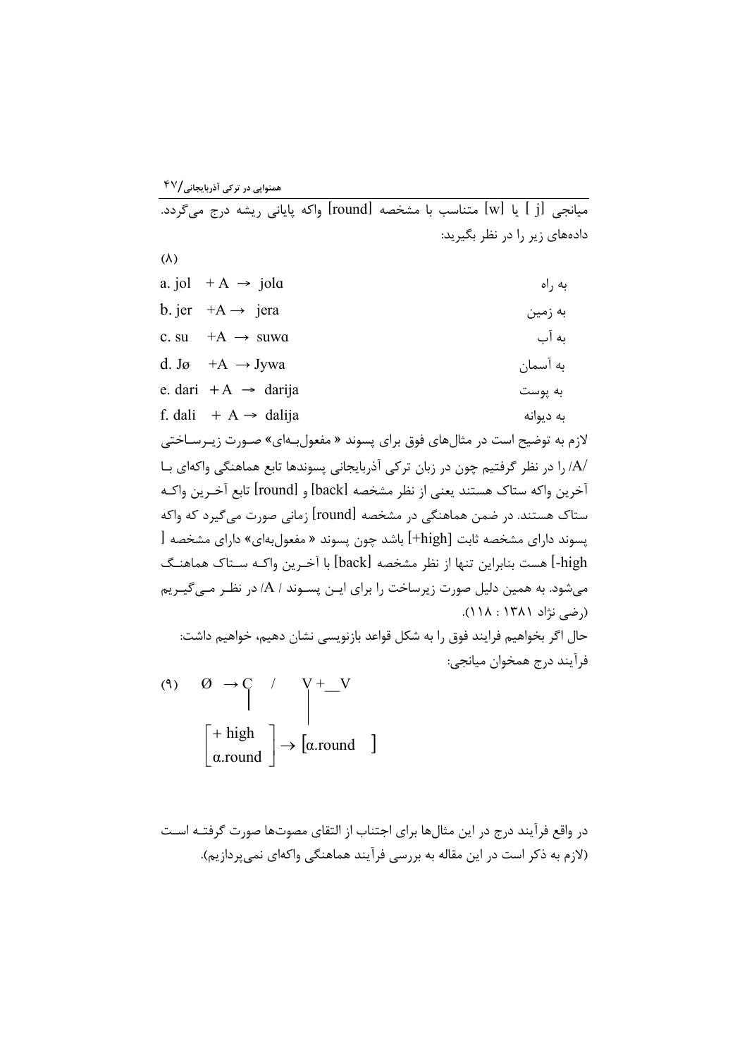میانجی [ j ] یا [w] متناسب با مشخصه [round] واکه پایانی ریشه درج می‌گردد. داده‌های زیر را در نظر بگیرید:

(۸)

| | |
|---|---|
| a. jol + A → jola | به راه |
| b. jer +A → jera | به زمین |
| c. su +A → suwa | به آب |
| d. Jø +A → Jywa | به آسمان |
| e. dari + A → darija | به پوست |
| f. dali + A → dalija | به دیوانه |

لازم به توضیح است در مثال‌های فوق برای پسوند « مفعول‌به‌ای» صورت زیرساختی /A/ را در نظر گرفتیم چون در زبان ترکی آذربایجانی پسوندها تابع هماهنگی واکه‌ای با آخرین واکه ستاک هستند یعنی از نظر مشخصه [back] و [round] تابع آخرین واکه ستاک هستند. در ضمن هماهنگی در مشخصه [round] زمانی صورت می‌گیرد که واکه پسوند دارای مشخصه ثابت [+high] باشد چون پسوند « مفعول‌به‌ای» دارای مشخصه [ -high] هست بنابراین تنها از نظر مشخصه [back] با آخرین واکه ستاک هماهنگ می‌شود. به همین دلیل صورت زیرساخت را برای این پسوند / A/ در نظر می‌گیریم (رضی نژاد ۱۳۸۱ : ۱۱۸).

حال اگر بخواهیم فرایند فوق را به شکل قواعد بازنویسی نشان دهیم، خواهیم داشت:

فرآیند درج همخوان میانجی:

(۹)
$$\emptyset \rightarrow \underset{\begin{bmatrix} +\text{high} \\ \alpha.\text{round} \end{bmatrix}}{C} \quad / \quad \underset{[\alpha.\text{round}]}{V} + \_\_ V$$

در واقع فرآیند درج در این مثال‌ها برای اجتناب از التقای مصوت‌ها صورت گرفته است (لازم به ذکر است در این مقاله به بررسی فرآیند هماهنگی واکه‌ای نمی‌پردازیم).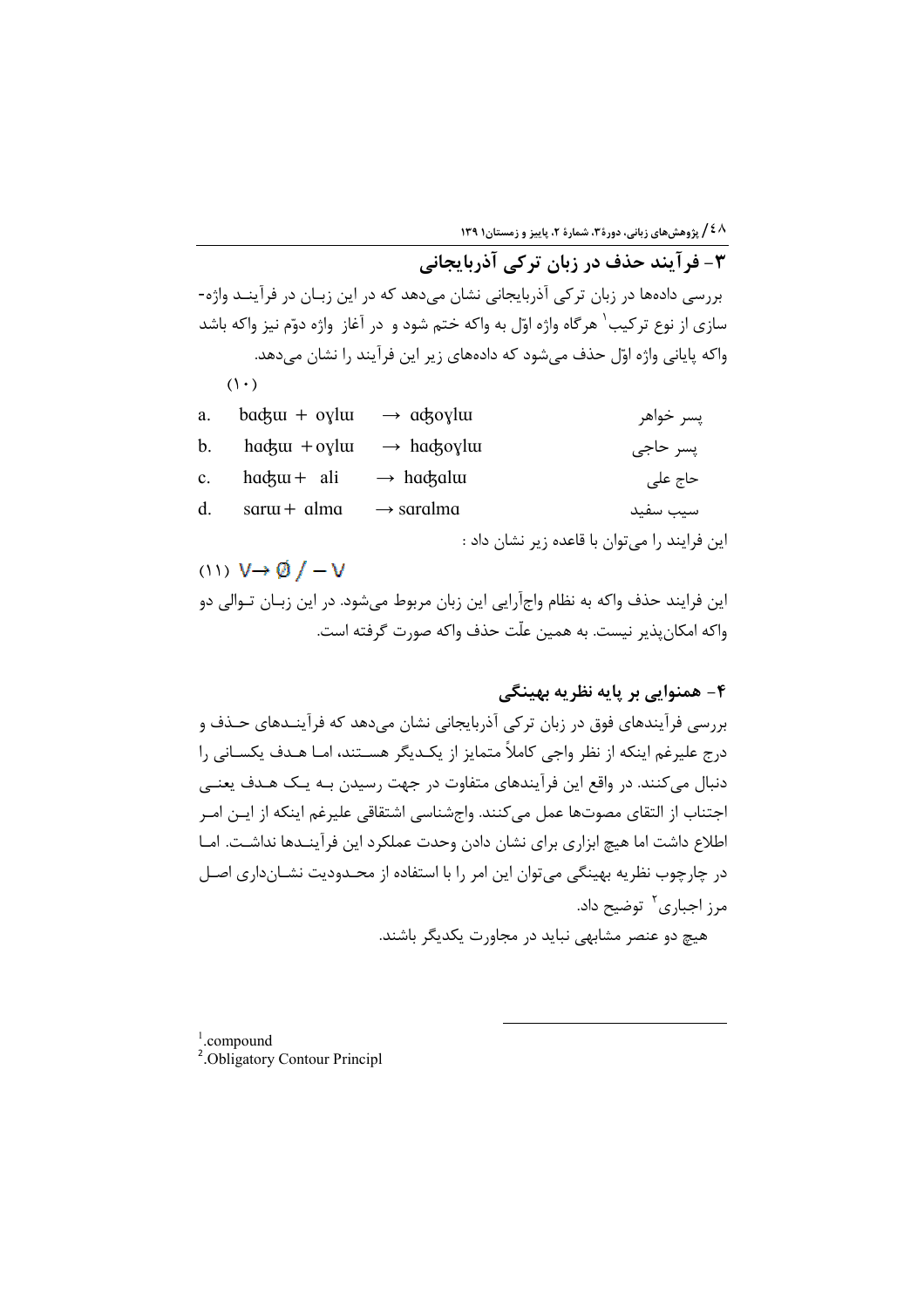## ۳- فرآیند حذف در زبان ترکی آذربایجانی

بررسی داده‌ها در زبان ترکی آذربایجانی نشان می‌دهد که در این زبـان در فرآینـد واژه‌سازی از نوع ترکیب[1] هرگاه واژه اوّل به واکه ختم شود و در آغاز واژه دوّم نیز واکه باشد واکه پایانی واژه اوّل حذف می‌شود که داده‌های زیر این فرآیند را نشان می‌دهد.

(۱۰)

| | | | |
|---|---|---|---|
| a. | badʒɯ + oɣlɯ | → adʒoɣlɯ | پسر خواهر |
| b. | hadʒɯ + oɣlɯ | → hadʒoɣlɯ | پسر حاجی |
| c. | hadʒɯ + ali | → hadʒalɯ | حاج علی |
| d. | sarɯ + alma | → saralma | سیب سفید |

این فرایند را می‌توان با قاعده زیر نشان داد :

(۱۱) $V \rightarrow \emptyset \, / \, - V$

این فرایند حذف واکه به نظام واج‌آرایی این زبان مربوط می‌شود. در این زبـان تـوالی دو واکه امکان‌پذیر نیست. به همین علّت حذف واکه صورت گرفته است.

## ۴- همنوایی بر پایه نظریه بهینگی

بررسی فرآیندهای فوق در زبان ترکی آذربایجانی نشان می‌دهد که فرآینـدهای حـذف و درج علیرغم اینکه از نظر واجی کاملاً متمایز از یکـدیگر هسـتند، امـا هـدف یکسـانی را دنبال می‌کنند. در واقع این فرآیندهای متفاوت در جهت رسیدن بـه یـک هـدف یعنـی اجتناب از التقای مصوت‌ها عمل می‌کنند. واج‌شناسی اشتقاقی علیرغم اینکه از ایـن امـر اطلاع داشت اما هیچ ابزاری برای نشان دادن وحدت عملکرد این فرآینـدها نداشـت. امـا در چارچوب نظریه بهینگی می‌توان این امر را با استفاده از محـدودیت نشـان‌داری اصـل مرز اجباری[2] توضیح داد.

هیچ دو عنصر مشابهی نباید در مجاورت یکدیگر باشند.

---

[1].compound
[2].Obligatory Contour Principl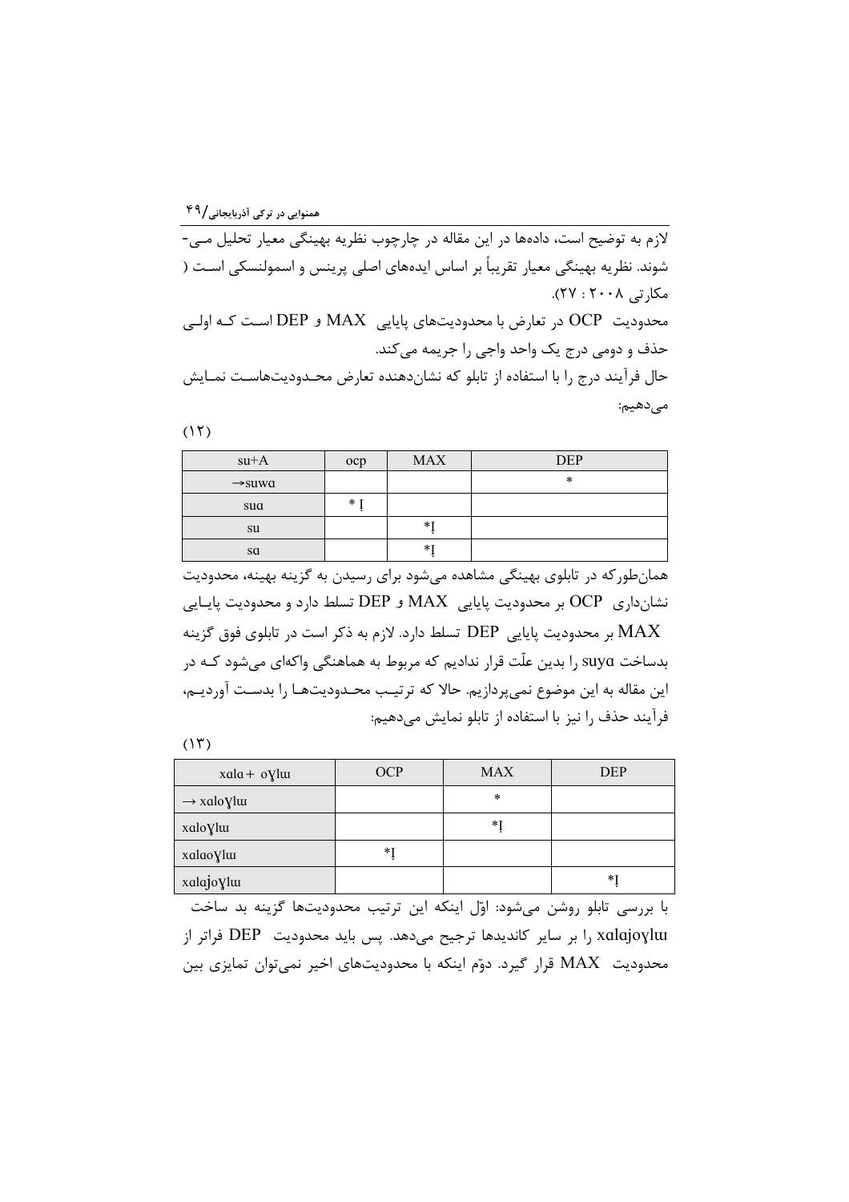لازم به توضیح است، داده‌ها در این مقاله در چارچوب نظریه بهینگی معیار تحلیل می‌شوند. نظریه بهینگی معیار تقریباً بر اساس ایده‌های اصلی پرینس و اسمولنسکی است (مکارتی ۲۰۰۸ : ۲۷).

محدودیت OCP در تعارض با محدودیت‌های پایایی MAX و DEP است که اولی حذف و دومی درج یک واحد واجی را جریمه می‌کند.

حال فرآیند درج را با استفاده از تابلو که نشان‌دهنده تعارض محدودیت‌هاست نمایش می‌دهیم:

(۱۲)

| su+A | ocp | MAX | DEP |
|---|---|---|---|
| →suwa | | | * |
| sua | * ! | | |
| su | | *! | |
| sa | | *! | |

همان‌طورکه در تابلوی بهینگی مشاهده می‌شود برای رسیدن به گزینه بهینه، محدودیت نشان‌داری OCP بر محدودیت پایایی MAX و DEP تسلط دارد و محدودیت پایایی MAX بر محدودیت پایایی DEP تسلط دارد. لازم به ذکر است در تابلوی فوق گزینه بدساخت suya را بدین علّت قرار ندادیم که مربوط به هماهنگی واکه‌ای می‌شود که در این مقاله به این موضوع نمی‌پردازیم. حالا که ترتیب محدودیت‌ها را بدست آوردیم، فرآیند حذف را نیز از با استفاده از تابلو نمایش می‌دهیم:

(۱۳)

| xala + oɣlɯ | OCP | MAX | DEP |
|---|---|---|---|
| → xaloɣlɯ | | * | |
| xaloɣlɯ | | *! | |
| xalaoɣlɯ | *! | | |
| xalajoɣlɯ | | | *! |

با بررسی تابلو روشن می‌شود: اوّل اینکه این ترتیب محدودیت‌ها گزینه بد ساخت xalajoɣlɯ را بر سایر کاندیدها ترجیح می‌دهد. پس باید محدودیت DEP فراتر از محدودیت MAX قرار گیرد. دوّم اینکه با محدودیت‌های اخیر نمی‌توان تمایزی بین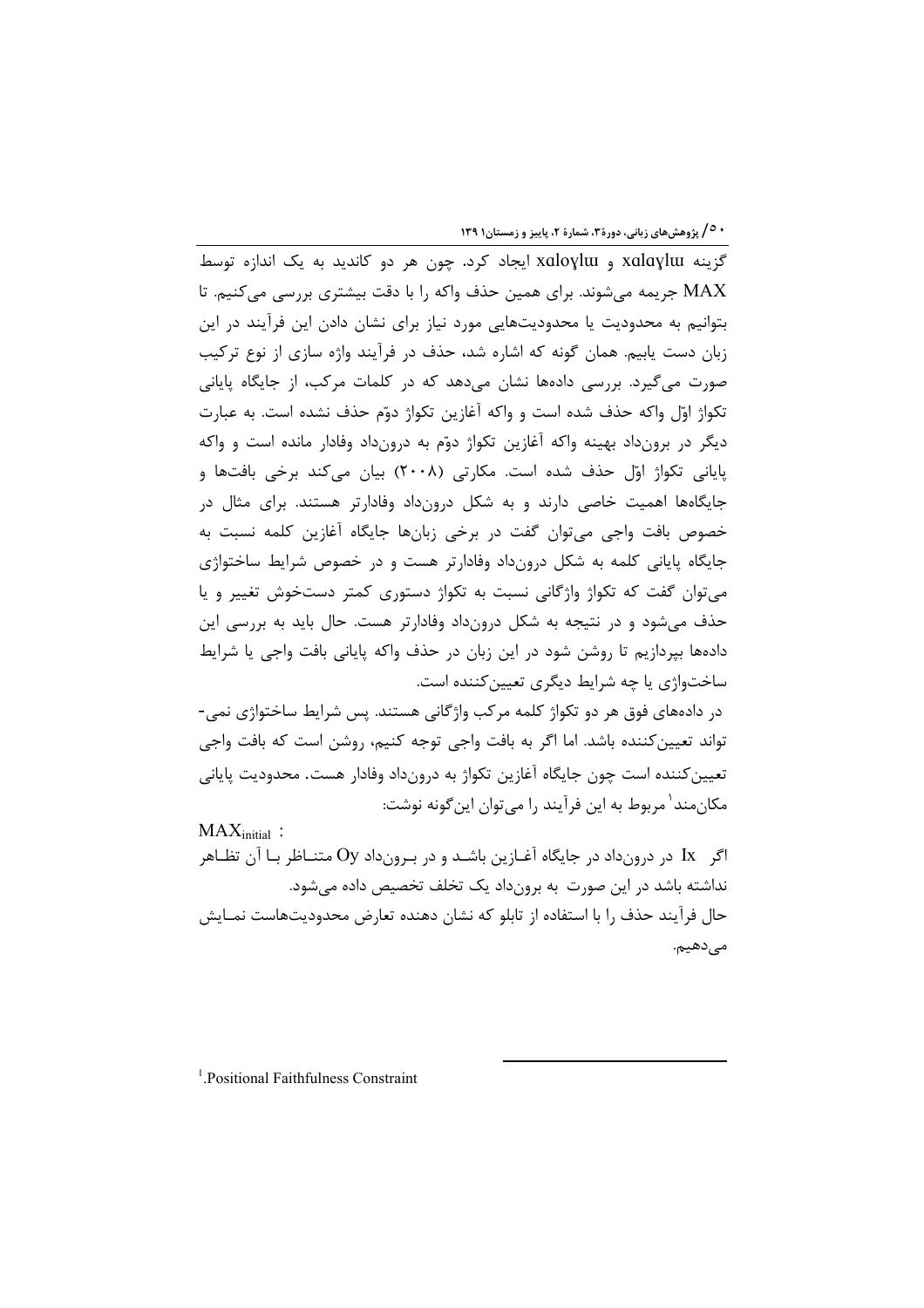گزینه xɑloɣlɯ و xɑlɑɣlɯ ایجاد کرد. چون هر دو کاندید به یک اندازه توسط MAX جریمه می‌شوند. برای همین حذف واکه را با دقت بیشتری بررسی می‌کنیم. تا بتوانیم به محدودیت یا محدودیت‌هایی مورد نیاز برای نشان دادن این فرآیند در این زبان دست یابیم. همان گونه که اشاره شد، حذف در فرآیند واژه سازی از نوع ترکیب صورت می‌گیرد. بررسی داده‌ها نشان می‌دهد که در کلمات مرکب، از جایگاه پایانی تکواژ اوّل واکه حذف شده است و واکه آغازین تکواژ دوّم حذف نشده است. به عبارت دیگر در برون‌داد بهینه واکه آغازین تکواژ دوّم به درون‌داد وفادار مانده است و واکه پایانی تکواژ اوّل حذف شده است. مکارتی (۲۰۰۸) بیان می‌کند برخی بافت‌ها و جایگاه‌ها اهمیت خاصی دارند و به شکل درون‌داد وفادارتر هستند. برای مثال در خصوص بافت واجی می‌توان گفت در برخی زبان‌ها جایگاه آغازین کلمه نسبت به جایگاه پایانی کلمه به شکل درون‌داد وفادارتر هست و در خصوص شرایط ساختواژی می‌توان گفت که تکواژ واژگانی نسبت به تکواژ دستوری کمتر دستخوش تغییر و یا حذف می‌شود و در نتیجه به شکل درون‌داد وفادارتر هست. حال باید به بررسی این داده‌ها بپردازیم تا روشن شود در این زبان در حذف واکه پایانی بافت واجی یا شرایط ساختواژی یا چه شرایط دیگری تعیین‌کننده است.

در داده‌های فوق هر دو تکواژ کلمه مرکب واژگانی هستند. پس شرایط ساختواژی نمی‌تواند تعیین‌کننده باشد. اما اگر به بافت واجی توجه کنیم، روشن است که بافت واجی تعیین‌کننده است چون جایگاه آغازین تکواژ به درون‌داد وفادار هست. محدودیت پایانی مکان‌مند[1] مربوط به این فرآیند را می‌توان این‌گونه نوشت:

$MAX_{initial}$ :

اگر Ix در درون‌داد در جایگاه آغازین باشد و در برون‌داد Oy متناظر با آن تظاهر نداشته باشد در این صورت به برون‌داد یک تخلف تخصیص داده می‌شود.

حال فرآیند حذف را با استفاده از تابلو که نشان دهنده تعارض محدودیت‌هاست نمایش می‌دهیم.

---

[1]. Positional Faithfulness Constraint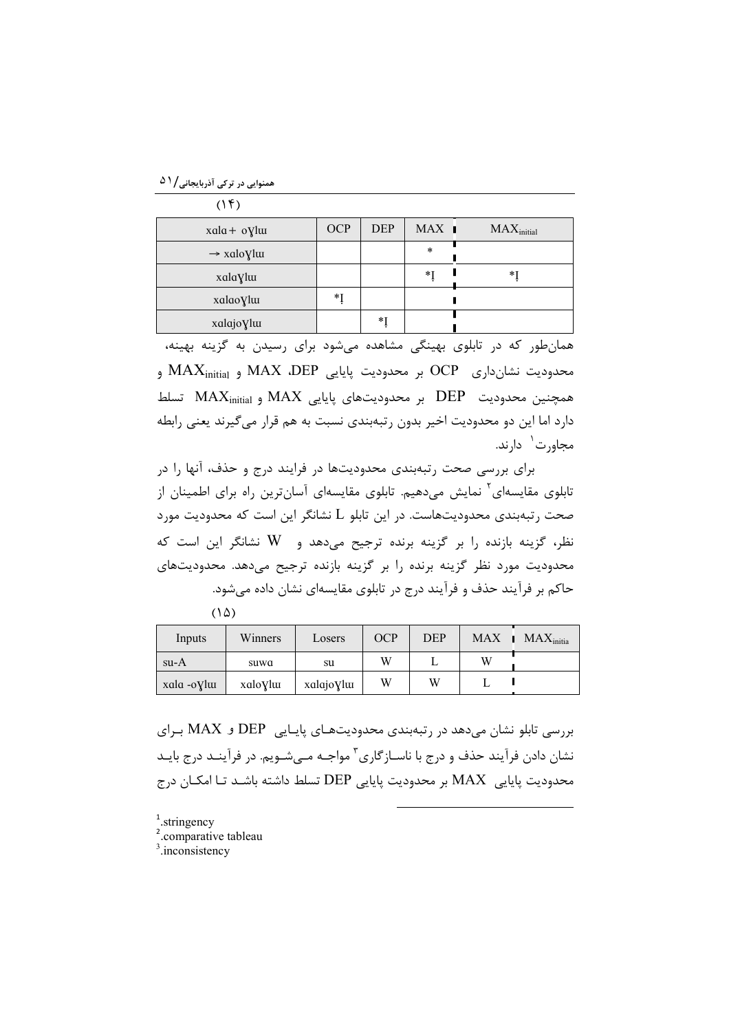(۱۴)

| xala+ oɣlɯ | OCP | DEP | MAX | $MAX_{initial}$ |
|---|---|---|---|---|
| → xaloɣlɯ | | | * | |
| xalaɣlɯ | | | *! | *! |
| xalaoɣlɯ | *! | | | |
| xalajoɣlɯ | | *! | | |

همان‌طور که در تابلوی بهینگی مشاهده می‌شود برای رسیدن به گزینه بهینه، محدودیت نشان‌داری OCP بر محدودیت پایایی DEP، MAX و $MAX_{initial}$ و همچنین محدودیت DEP بر محدودیت‌های پایایی MAX و $MAX_{initial}$ تسلط دارد اما این دو محدودیت اخیر بدون رتبه‌بندی نسبت به هم قرار می‌گیرند یعنی رابطه مجاورت[1] دارند.

برای بررسی صحت رتبه‌بندی محدودیت‌ها در فرایند درج و حذف، آنها را در تابلوی مقایسه‌ای[2] نمایش می‌دهیم. تابلوی مقایسه‌ای آسان‌ترین راه برای اطمینان از صحت رتبه‌بندی محدودیت‌هاست. در این تابلو L نشانگر این است که محدودیت مورد نظر، گزینه بازنده را بر گزینه برنده ترجیح می‌دهد و W نشانگر این است که محدودیت مورد نظر گزینه برنده را بر گزینه بازنده ترجیح می‌دهد. محدودیت‌های حاکم بر فرآیند حذف و فرآیند درج در تابلوی مقایسه‌ای نشان داده می‌شود.

(۱۵)

| Inputs | Winners | Losers | OCP | DEP | MAX | $MAX_{initia}$ |
|---|---|---|---|---|---|---|
| su-A | suwa | su | W | L | W | |
| xala -oɣlɯ | xaloɣlɯ | xalajoɣlɯ | W | W | L | |

بررسی تابلو نشان می‌دهد در رتبه‌بندی محدودیت‌های پایایی DEP و MAX برای نشان دادن فرآیند حذف و درج با ناسازگاری[3] مواجه می‌شویم. در فرآیند درج باید محدودیت پایایی MAX بر محدودیت پایایی DEP تسلط داشته باشد تا امکان درج

---

[1] .stringency
[2] .comparative tableau
[3] .inconsistency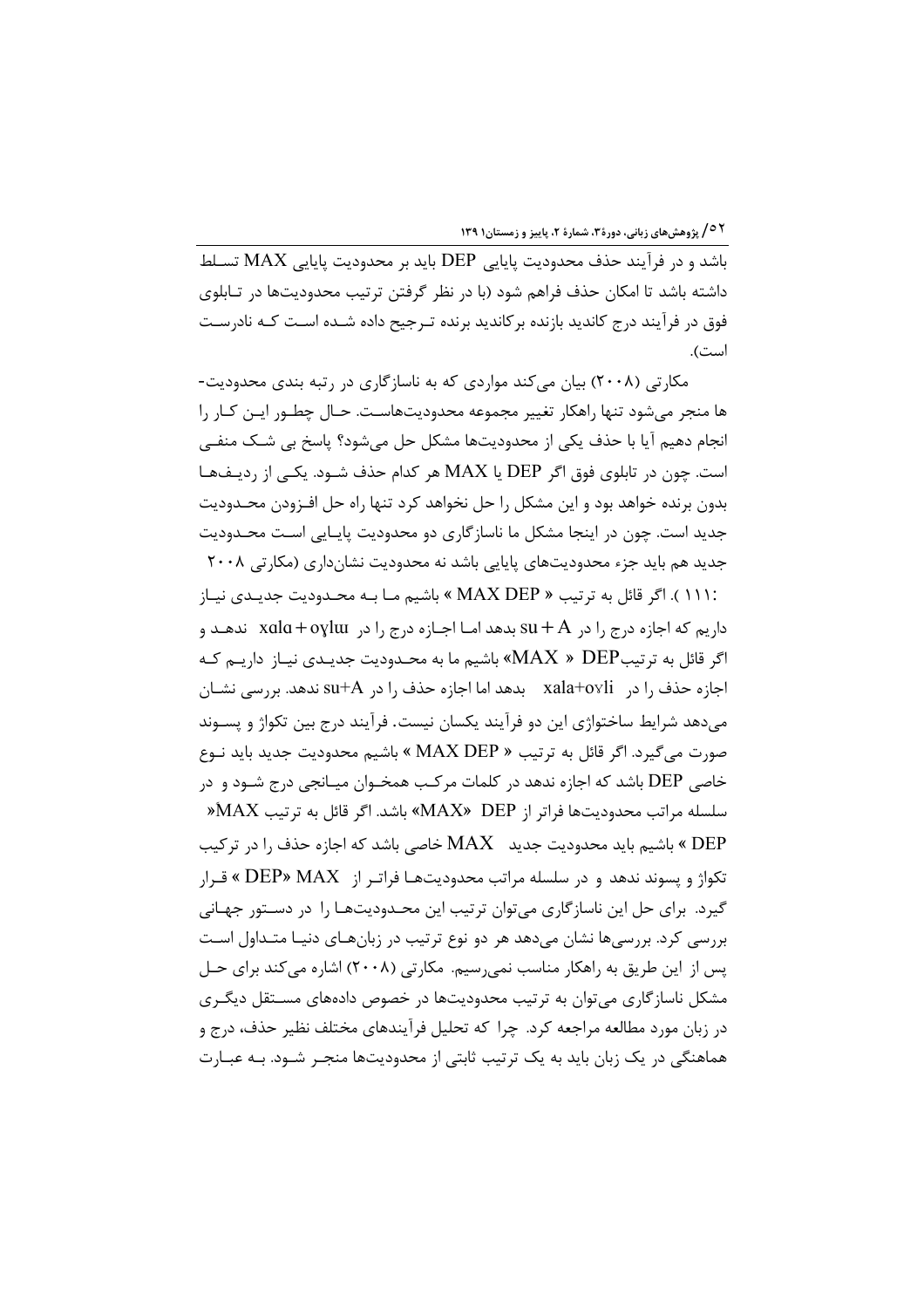باشد و در فرآیند حذف محدودیت پایایی DEP باید بر محدودیت پایایی MAX تسلط داشته باشد تا امکان حذف فراهم شود (با در نظر گرفتن ترتیب محدودیت‌ها در تابلوی فوق در فرآیند درج کاندید بازنده برکاندید برنده ترجیح داده شده است که نادرست است).

مکارتی (۲۰۰۸) بیان می‌کند مواردی که به ناسازگاری در رتبه بندی محدودیت-ها منجر می‌شود تنها راهکار تغییر مجموعه محدودیت‌هاست. حال چطور این کار را انجام دهیم آیا با حذف یکی از محدودیت‌ها مشکل حل می‌شود؟ پاسخ بی شک منفی است. چون در تابلوی فوق اگر DEP یا MAX هر کدام حذف شود. یکی از ردیف‌ها بدون برنده خواهد بود و این مشکل را حل نخواهد کرد تنها راه حل افزودن محدودیت جدید است. چون در اینجا مشکل ما ناسازگاری دو محدودیت پایایی است محدودیت جدید هم باید جزء محدودیت‌های پایایی باشد نه محدودیت نشان‌داری (مکارتی ۲۰۰۸ :۱۱۱ ). اگر قائل به ترتیب « MAX DEP » باشیم ما به محدودیت جدیدی نیاز داریم که اجازه درج را در su + A بدهد اما اجازه درج را در xala + oɣlɯ ندهد و اگر قائل به ترتیبDEP « MAX» باشیم ما به محدودیت جدیدی نیاز داریم که اجازه حذف را در xala+oɣli بدهد اما اجازه حذف را در su+A ندهد. بررسی نشان می‌دهد شرایط ساختواژی این دو فرآیند یکسان نیست. فرآیند درج بین تکواژ و پسوند صورت می‌گیرد. اگر قائل به ترتیب « MAX DEP » باشیم محدودیت جدید باید نوع خاصی DEP باشد که اجازه ندهد در کلمات مرکب همخوان میانجی درج شود و در سلسله مراتب محدودیت‌ها فراتر از DEP «MAX» باشد. اگر قائل به ترتیب «MAX DEP » باشیم باید محدودیت جدید MAX خاصی باشد که اجازه حذف را در ترکیب تکواژ و پسوند ندهد و در سلسله مراتب محدودیت‌ها فراتر از DEP« MAX » قرار گیرد. برای حل این ناسازگاری می‌توان ترتیب این محدودیت‌ها را در دستور جهانی بررسی کرد. بررسی‌ها نشان می‌دهد هر دو نوع ترتیب در زبان‌های دنیا متداول است پس از این طریق به راهکار مناسب نمی‌رسیم. مکارتی (۲۰۰۸) اشاره می‌کند برای حل مشکل ناسازگاری می‌توان به ترتیب محدودیت‌ها در خصوص داده‌های مستقل دیگری در زبان مورد مطالعه مراجعه کرد. چرا که تحلیل فرآیندهای مختلف نظیر حذف، درج و هماهنگی در یک زبان باید به یک ترتیب ثابتی از محدودیت‌ها منجر شود. به عبارت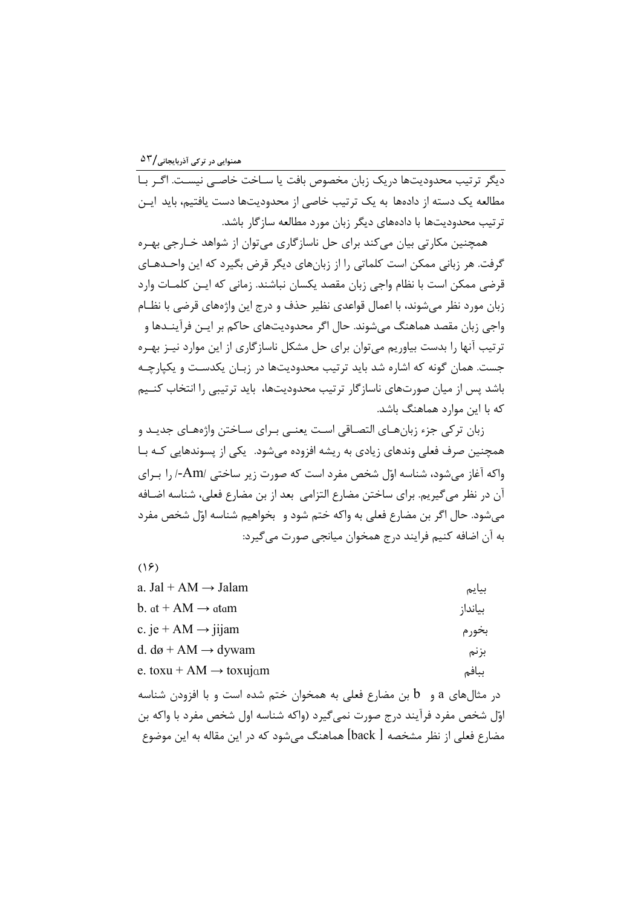دیگر ترتیب محدودیت‌ها دریک زبان مخصوص بافت یا ساخت خاصی نیست. اگر با مطالعه یک دسته از داده‌ها به یک ترتیب خاصی از محدودیت‌ها دست یافتیم، باید این ترتیب محدودیت‌ها با داده‌های دیگر زبان مورد مطالعه سازگار باشد.

همچنین مکارتی بیان می‌کند برای حل ناسازگاری می‌توان از شواهد خارجی بهره گرفت. هر زبانی ممکن است کلماتی را از زبان‌های دیگر قرض بگیرد که این واحدهای قرضی ممکن است با نظام واجی زبان مقصد یکسان نباشند. زمانی که این کلمات وارد زبان مورد نظر می‌شوند، با اعمال قواعدی نظیر حذف و درج این واژه‌های قرضی با نظام واجی زبان مقصد هماهنگ می‌شوند. حال اگر محدودیت‌های حاکم بر این فرآیندها و ترتیب آنها را بدست بیاوریم می‌توان برای حل مشکل ناسازگاری از این موارد نیز بهره جست. همان گونه که اشاره شد باید ترتیب محدودیت‌ها در زبان یکدست و یکپارچه باشد پس از میان صورت‌های ناسازگار ترتیب محدودیت‌ها، باید ترتیبی را انتخاب کنیم که با این موارد هماهنگ باشد.

زبان ترکی جزء زبان‌های التصاقی است یعنی برای ساختن واژه‌های جدید و همچنین صرف فعلی وندهای زیادی به ریشه افزوده می‌شود. یکی از پسوندهایی که با واکه آغاز می‌شود، شناسه اوّل شخص مفرد است که صورت زیر ساختی /Am-/ را برای آن در نظر می‌گیریم. برای ساختن مضارع التزامی بعد از بن مضارع فعلی، شناسه اضافه می‌شود. حال اگر بن مضارع فعلی به واکه ختم شود و بخواهیم شناسه اوّل شخص مفرد به آن اضافه کنیم فرایند درج همخوان میانجی صورت می‌گیرد:

(۱۶)

| | |
|---|---|
| a. Jal + AM → Jalam | بیایم |
| b. ɑt + AM → ɑtɑm | بیانداز |
| c. je + AM → jijam | بخورم |
| d. dø + AM → dywam | بزنم |
| e. toxu + AM → toxujɑm | ببافم |

در مثال‌های a و b بن مضارع فعلی به همخوان ختم شده است و با افزودن شناسه اوّل شخص مفرد فرآیند درج صورت نمی‌گیرد (واکه شناسه اول شخص مفرد با واکه بن مضارع فعلی از نظر مشخصه [ back] هماهنگ می‌شود که در این مقاله به این موضوع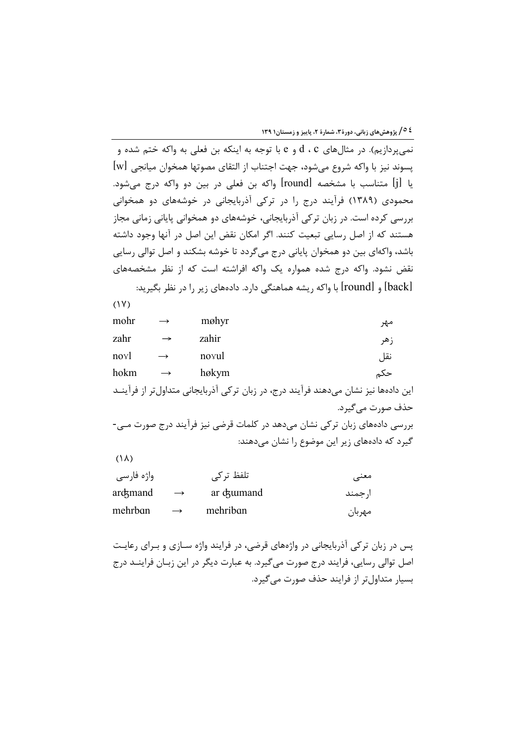نمی‌پردازیم). در مثال‌های d ، c و e با توجه به اینکه بن فعلی به واکه ختم شده و پسوند نیز با واکه شروع می‌شود، جهت اجتناب از التقای مصوتها همخوان میانجی [w] یا [j] متناسب با مشخصه [round] واکه بن فعلی در بین دو واکه درج می‌شود. محمودی (۱۳۸۹) فرآیند درج را در ترکی آذربایجانی در خوشه‌های دو همخوانی بررسی کرده است. در زبان ترکی آذربایجانی، خوشه‌های دو همخوانی پایانی زمانی مجاز هستند که از اصل رسایی تبعیت کنند. اگر امکان نقض این اصل در آنها وجود داشته باشد، واکه‌ای بین دو همخوان پایانی درج می‌گردد تا خوشه بشکند و اصل توالی رسایی نقض نشود. واکه درج شده همواره یک واکه افراشته است که از نظر مشخصه‌های [back] و [round] با واکه ریشه هماهنگی دارد. داده‌های زیر را در نظر بگیرید:

(۱۷)

| | | | |
|---|---|---|---|
| mohr | → | møhyr | مهر |
| zahr | → | zahir | زهر |
| noɣl | → | noɣul | نقل |
| hokm | → | høkym | حکم |

این داده‌ها نیز نشان می‌دهند فرآیند درج، در زبان ترکی آذربایجانی متداول‌تر از فرآیند حذف صورت می‌گیرد.

بررسی داده‌های زبان ترکی نشان می‌دهد در کلمات قرضی نیز فرآیند درج صورت می‌گیرد که داده‌های زیر این موضوع را نشان می‌دهند:

(۱۸)

| واژه فارسی | | تلفظ ترکی | معنی |
|---|---|---|---|
| arʤmand | → | ar ʤɯmand | ارجمند |
| mehrbɑn | → | mehribɑn | مهربان |

پس در زبان ترکی آذربایجانی در واژه‌های قرضی، در فرایند واژه سازی و برای رعایت اصل توالی رسایی، فرایند درج صورت می‌گیرد. به عبارت دیگر در این زبان فرایند درج بسیار متداول‌تر از فرایند حذف صورت می‌گیرد.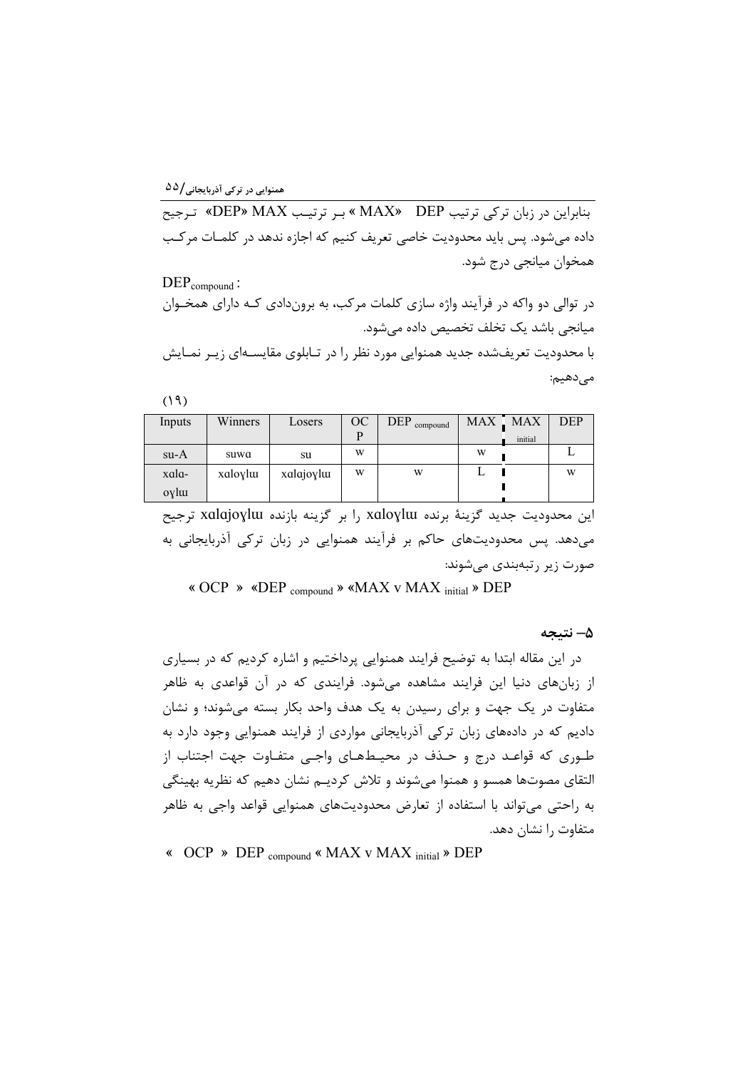بنابراین در زبان ترکی ترتیب DEP «MAX» بـر ترتیـب MAX «DEP» تـرجیح داده می‌شود. پس باید محدودیت خاصی تعریف کنیم که اجازه ندهد در کلمـات مرکـب همخوان میانجی درج شود.

$DEP_{compound}$ :

در توالی دو واکه در فرآیند واژه سازی کلمات مرکب، به برون‌دادی کـه دارای همخـوان میانجی باشد یک تخلف تخصیص داده می‌شود.

با محدودیت تعریف‌شده جدید همنوایی مورد نظر را در تـابلوی مقایسـه‌ای زیـر نمـایش می‌دهیم:

(۱۹)

| Inputs | Winners | Losers | OCP | $DEP_{compound}$ | MAX | $MAX_{initial}$ | DEP |
|---|---|---|---|---|---|---|---|
| su-A | suwɑ | su | W | | W | | L |
| xɑlɑ-oɣlɯ | xɑloɣlɯ | xɑlɑjoɣlɯ | W | W | L | | W |

این محدودیت جدید گزینهٔ برنده xɑloɣlɯ را بر گزینه بازنده xɑlɑjoɣlɯ ترجیح می‌دهد. پس محدودیت‌های حاکم بر فرآیند همنوایی در زبان ترکی آذربایجانی به صورت زیر رتبه‌بندی می‌شوند:

« OCP » «$DEP_{compound}$ » «MAX v $MAX_{initial}$ » DEP

## ۵– نتیجه

در این مقاله ابتدا به توضیح فرایند همنوایی پرداختیم و اشاره کردیم که در بسیاری از زبان‌های دنیا این فرایند مشاهده می‌شود. فرایندی که در آن قواعدی به ظاهر متفاوت در یک جهت و برای رسیدن به یک هدف واحد بکار بسته می‌شوند؛ و نشان دادیم که در داده‌های زبان ترکی آذربایجانی مواردی از فرایند همنوایی وجود دارد به طـوری که قواعـد درج و حـذف در محیـطهـای واجـی متفـاوت جهت اجتناب از التقای مصوت‌ها همسو و همنوا می‌شوند و تلاش کردیـم نشان دهیم که نظریه بهینگی به راحتی می‌تواند با استفاده از تعارض محدودیت‌های همنوایی قواعد واجی به ظاهر متفاوت را نشان دهد.

« OCP » $DEP_{compound}$ « MAX v $MAX_{initial}$ » DEP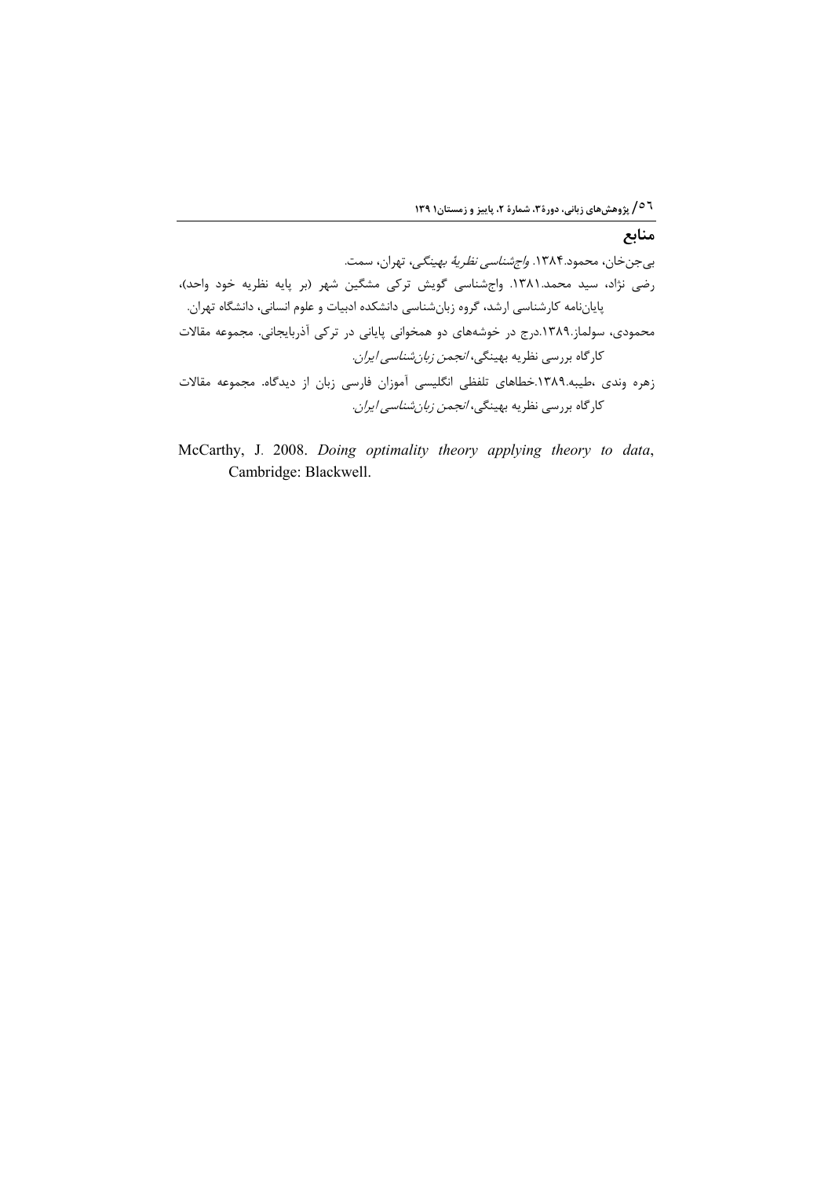## منابع

بی‌جن‌خان، محمود.۱۳۸۴. *واج‌شناسی نظریهٔ بهینگی*، تهران، سمت.

رضی نژاد، سید محمد.۱۳۸۱. واج‌شناسی گویش ترکی مشگین شهر (بر پایه نظریه خود واحد)، پایان‌نامه کارشناسی ارشد، گروه زبان‌شناسی دانشکده ادبیات و علوم انسانی، دانشگاه تهران.

محمودی، سولماز.۱۳۸۹.درج در خوشه‌های دو همخوانی پایانی در ترکی آذربایجانی. مجموعه مقالات کارگاه بررسی نظریه بهینگی، *انجمن زبان‌شناسی ایران*.

زهره وندی ،طیبه.۱۳۸۹.خطاهای تلفظی انگلیسی آموزان فارسی زبان از دیدگاه. مجموعه مقالات کارگاه بررسی نظریه بهینگی، *انجمن زبان‌شناسی ایران*.

McCarthy, J. 2008. *Doing optimality theory applying theory to data*, Cambridge: Blackwell.